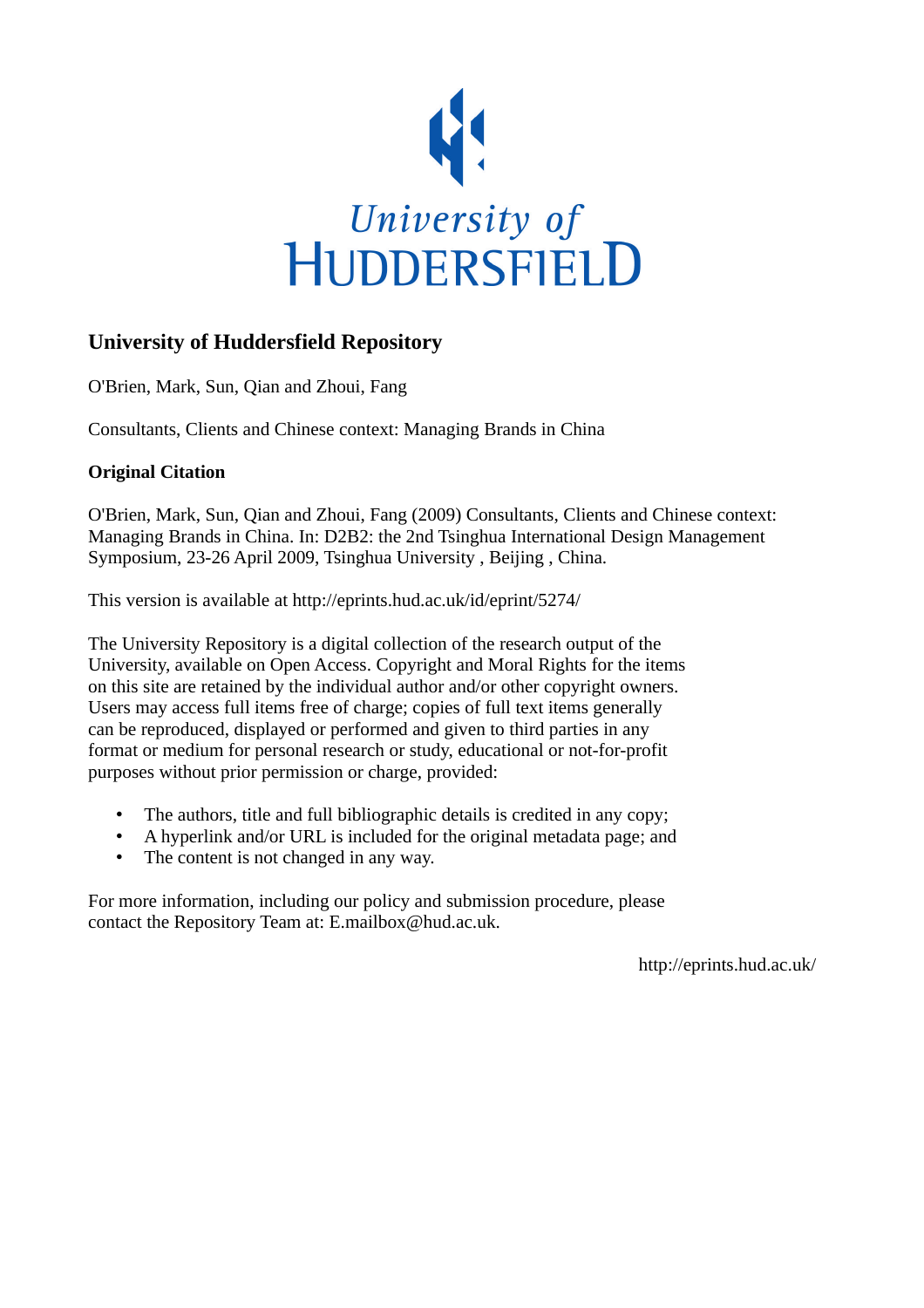University of Huddersfield

## University of Huddersfield Repository

O'Brien, Mark, Sun, Qian and Zhoui, Fang

Consultants, Clients and Chinese context: Managing Brands in China

### Original Citation

O'Brien, Mark, Sun, Qian and Zhoui, Fang (2009) Consultants, Clients and Chinese context: Managing Brands in China. In: D2B2: the 2nd Tsinghua International Design Management Symposium, 23-26 April 2009, Tsinghua University , Beijing , China.

This version is available at http://eprints.hud.ac.uk/id/eprint/5274/

The University Repository is a digital collection of the research output of the University, available on Open Access. Copyright and Moral Rights for the items on this site are retained by the individual author and/or other copyright owners. Users may access full items free of charge; copies of full text items generally can be reproduced, displayed or performed and given to third parties in any format or medium for personal research or study, educational or not-for-profit purposes without prior permission or charge, provided:

- The authors, title and full bibliographic details is credited in any copy;
- A hyperlink and/or URL is included for the original metadata page; and
- The content is not changed in any way.

For more information, including our policy and submission procedure, please contact the Repository Team at: E.mailbox@hud.ac.uk.

http://eprints.hud.ac.uk/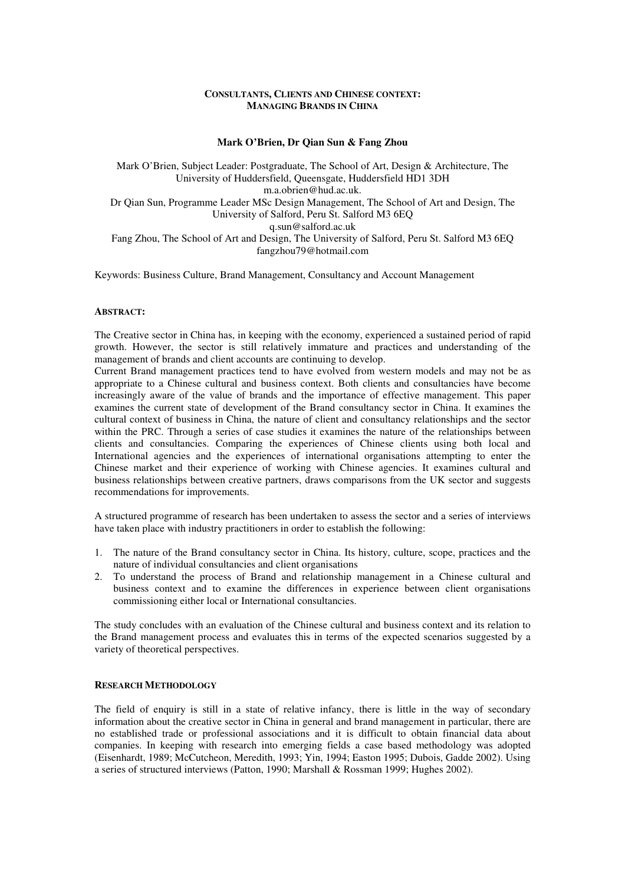**CONSULTANTS, CLIENTS AND CHINESE CONTEXT: MANAGING BRANDS IN CHINA**

**Mark O'Brien, Dr Qian Sun & Fang Zhou**

Mark O'Brien, Subject Leader: Postgraduate, The School of Art, Design & Architecture, The University of Huddersfield, Queensgate, Huddersfield HD1 3DH
m.a.obrien@hud.ac.uk.
Dr Qian Sun, Programme Leader MSc Design Management, The School of Art and Design, The University of Salford, Peru St. Salford M3 6EQ
q.sun@salford.ac.uk
Fang Zhou, The School of Art and Design, The University of Salford, Peru St. Salford M3 6EQ
fangzhou79@hotmail.com

Keywords: Business Culture, Brand Management, Consultancy and Account Management

**ABSTRACT:**

The Creative sector in China has, in keeping with the economy, experienced a sustained period of rapid growth. However, the sector is still relatively immature and practices and understanding of the management of brands and client accounts are continuing to develop.
Current Brand management practices tend to have evolved from western models and may not be as appropriate to a Chinese cultural and business context. Both clients and consultancies have become increasingly aware of the value of brands and the importance of effective management. This paper examines the current state of development of the Brand consultancy sector in China. It examines the cultural context of business in China, the nature of client and consultancy relationships and the sector within the PRC. Through a series of case studies it examines the nature of the relationships between clients and consultancies. Comparing the experiences of Chinese clients using both local and International agencies and the experiences of international organisations attempting to enter the Chinese market and their experience of working with Chinese agencies. It examines cultural and business relationships between creative partners, draws comparisons from the UK sector and suggests recommendations for improvements.

A structured programme of research has been undertaken to assess the sector and a series of interviews have taken place with industry practitioners in order to establish the following:

1. The nature of the Brand consultancy sector in China. Its history, culture, scope, practices and the nature of individual consultancies and client organisations
2. To understand the process of Brand and relationship management in a Chinese cultural and business context and to examine the differences in experience between client organisations commissioning either local or International consultancies.

The study concludes with an evaluation of the Chinese cultural and business context and its relation to the Brand management process and evaluates this in terms of the expected scenarios suggested by a variety of theoretical perspectives.

**RESEARCH METHODOLOGY**

The field of enquiry is still in a state of relative infancy, there is little in the way of secondary information about the creative sector in China in general and brand management in particular, there are no established trade or professional associations and it is difficult to obtain financial data about companies. In keeping with research into emerging fields a case based methodology was adopted (Eisenhardt, 1989; McCutcheon, Meredith, 1993; Yin, 1994; Easton 1995; Dubois, Gadde 2002). Using a series of structured interviews (Patton, 1990; Marshall & Rossman 1999; Hughes 2002).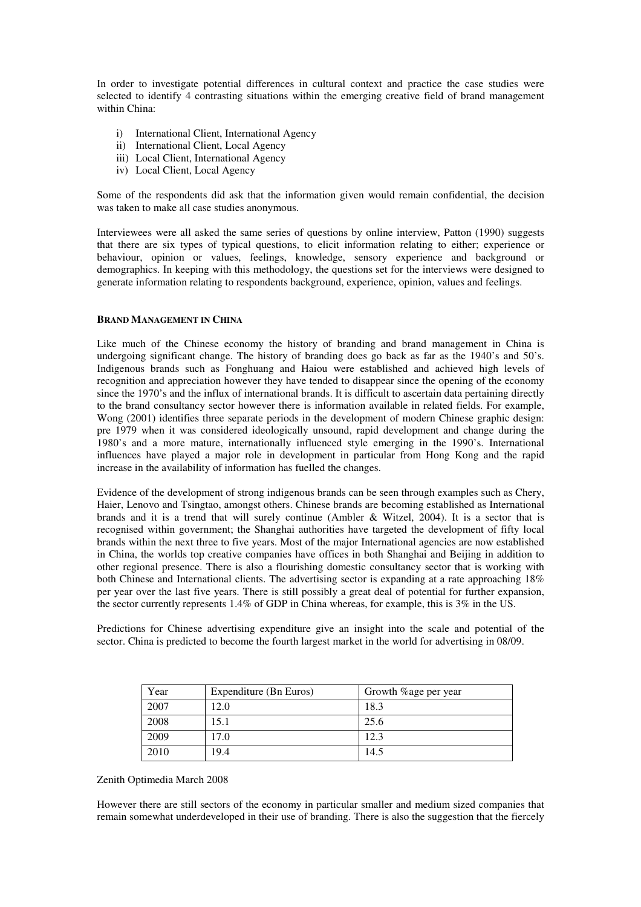In order to investigate potential differences in cultural context and practice the case studies were selected to identify 4 contrasting situations within the emerging creative field of brand management within China:

i) International Client, International Agency
ii) International Client, Local Agency
iii) Local Client, International Agency
iv) Local Client, Local Agency

Some of the respondents did ask that the information given would remain confidential, the decision was taken to make all case studies anonymous.

Interviewees were all asked the same series of questions by online interview, Patton (1990) suggests that there are six types of typical questions, to elicit information relating to either; experience or behaviour, opinion or values, feelings, knowledge, sensory experience and background or demographics. In keeping with this methodology, the questions set for the interviews were designed to generate information relating to respondents background, experience, opinion, values and feelings.

## BRAND MANAGEMENT IN CHINA

Like much of the Chinese economy the history of branding and brand management in China is undergoing significant change. The history of branding does go back as far as the 1940's and 50's. Indigenous brands such as Fonghuang and Haiou were established and achieved high levels of recognition and appreciation however they have tended to disappear since the opening of the economy since the 1970's and the influx of international brands. It is difficult to ascertain data pertaining directly to the brand consultancy sector however there is information available in related fields. For example, Wong (2001) identifies three separate periods in the development of modern Chinese graphic design: pre 1979 when it was considered ideologically unsound, rapid development and change during the 1980's and a more mature, internationally influenced style emerging in the 1990's. International influences have played a major role in development in particular from Hong Kong and the rapid increase in the availability of information has fuelled the changes.

Evidence of the development of strong indigenous brands can be seen through examples such as Chery, Haier, Lenovo and Tsingtao, amongst others. Chinese brands are becoming established as International brands and it is a trend that will surely continue (Ambler & Witzel, 2004). It is a sector that is recognised within government; the Shanghai authorities have targeted the development of fifty local brands within the next three to five years. Most of the major International agencies are now established in China, the worlds top creative companies have offices in both Shanghai and Beijing in addition to other regional presence. There is also a flourishing domestic consultancy sector that is working with both Chinese and International clients. The advertising sector is expanding at a rate approaching 18% per year over the last five years. There is still possibly a great deal of potential for further expansion, the sector currently represents 1.4% of GDP in China whereas, for example, this is 3% in the US.

Predictions for Chinese advertising expenditure give an insight into the scale and potential of the sector. China is predicted to become the fourth largest market in the world for advertising in 08/09.

| Year | Expenditure (Bn Euros) | Growth %age per year |
|---|---|---|
| 2007 | 12.0 | 18.3 |
| 2008 | 15.1 | 25.6 |
| 2009 | 17.0 | 12.3 |
| 2010 | 19.4 | 14.5 |

Zenith Optimedia March 2008

However there are still sectors of the economy in particular smaller and medium sized companies that remain somewhat underdeveloped in their use of branding. There is also the suggestion that the fiercely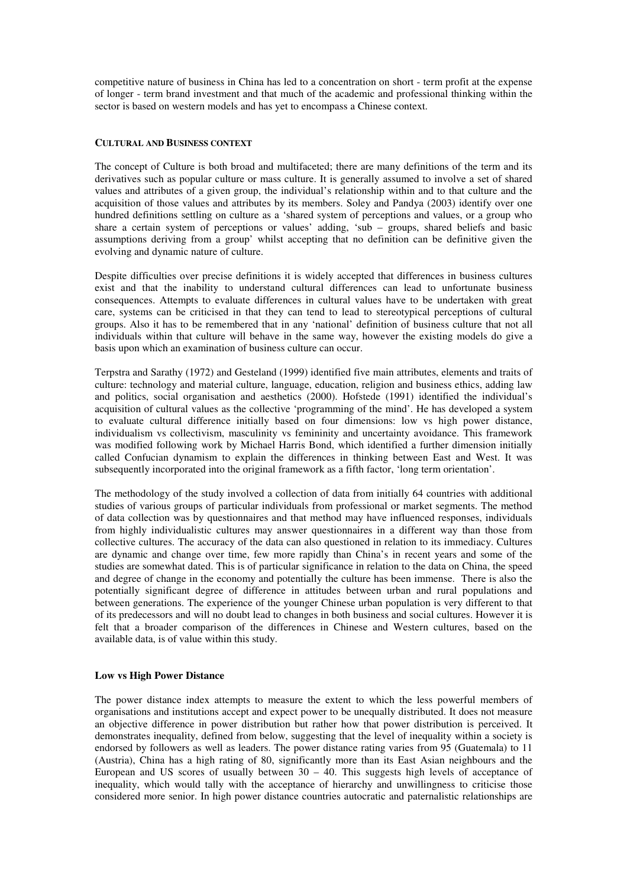competitive nature of business in China has led to a concentration on short - term profit at the expense of longer - term brand investment and that much of the academic and professional thinking within the sector is based on western models and has yet to encompass a Chinese context.

#### CULTURAL AND BUSINESS CONTEXT

The concept of Culture is both broad and multifaceted; there are many definitions of the term and its derivatives such as popular culture or mass culture. It is generally assumed to involve a set of shared values and attributes of a given group, the individual's relationship within and to that culture and the acquisition of those values and attributes by its members. Soley and Pandya (2003) identify over one hundred definitions settling on culture as a 'shared system of perceptions and values, or a group who share a certain system of perceptions or values' adding, 'sub – groups, shared beliefs and basic assumptions deriving from a group' whilst accepting that no definition can be definitive given the evolving and dynamic nature of culture.

Despite difficulties over precise definitions it is widely accepted that differences in business cultures exist and that the inability to understand cultural differences can lead to unfortunate business consequences. Attempts to evaluate differences in cultural values have to be undertaken with great care, systems can be criticised in that they can tend to lead to stereotypical perceptions of cultural groups. Also it has to be remembered that in any 'national' definition of business culture that not all individuals within that culture will behave in the same way, however the existing models do give a basis upon which an examination of business culture can occur.

Terpstra and Sarathy (1972) and Gesteland (1999) identified five main attributes, elements and traits of culture: technology and material culture, language, education, religion and business ethics, adding law and politics, social organisation and aesthetics (2000). Hofstede (1991) identified the individual's acquisition of cultural values as the collective 'programming of the mind'. He has developed a system to evaluate cultural difference initially based on four dimensions: low vs high power distance, individualism vs collectivism, masculinity vs femininity and uncertainty avoidance. This framework was modified following work by Michael Harris Bond, which identified a further dimension initially called Confucian dynamism to explain the differences in thinking between East and West. It was subsequently incorporated into the original framework as a fifth factor, 'long term orientation'.

The methodology of the study involved a collection of data from initially 64 countries with additional studies of various groups of particular individuals from professional or market segments. The method of data collection was by questionnaires and that method may have influenced responses, individuals from highly individualistic cultures may answer questionnaires in a different way than those from collective cultures. The accuracy of the data can also questioned in relation to its immediacy. Cultures are dynamic and change over time, few more rapidly than China's in recent years and some of the studies are somewhat dated. This is of particular significance in relation to the data on China, the speed and degree of change in the economy and potentially the culture has been immense. There is also the potentially significant degree of difference in attitudes between urban and rural populations and between generations. The experience of the younger Chinese urban population is very different to that of its predecessors and will no doubt lead to changes in both business and social cultures. However it is felt that a broader comparison of the differences in Chinese and Western cultures, based on the available data, is of value within this study.

#### Low vs High Power Distance

The power distance index attempts to measure the extent to which the less powerful members of organisations and institutions accept and expect power to be unequally distributed. It does not measure an objective difference in power distribution but rather how that power distribution is perceived. It demonstrates inequality, defined from below, suggesting that the level of inequality within a society is endorsed by followers as well as leaders. The power distance rating varies from 95 (Guatemala) to 11 (Austria), China has a high rating of 80, significantly more than its East Asian neighbours and the European and US scores of usually between 30 – 40. This suggests high levels of acceptance of inequality, which would tally with the acceptance of hierarchy and unwillingness to criticise those considered more senior. In high power distance countries autocratic and paternalistic relationships are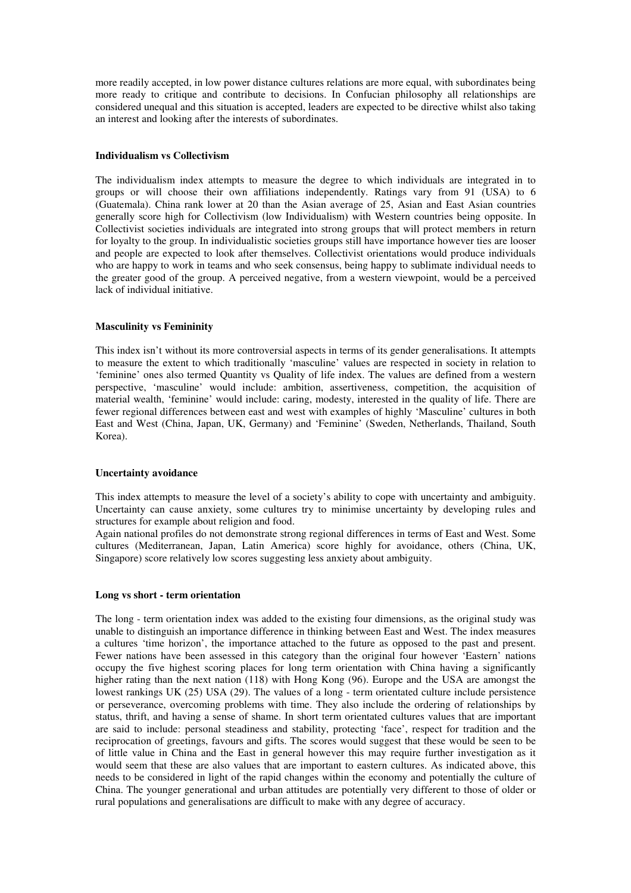more readily accepted, in low power distance cultures relations are more equal, with subordinates being more ready to critique and contribute to decisions. In Confucian philosophy all relationships are considered unequal and this situation is accepted, leaders are expected to be directive whilst also taking an interest and looking after the interests of subordinates.

**Individualism vs Collectivism**

The individualism index attempts to measure the degree to which individuals are integrated in to groups or will choose their own affiliations independently. Ratings vary from 91 (USA) to 6 (Guatemala). China rank lower at 20 than the Asian average of 25, Asian and East Asian countries generally score high for Collectivism (low Individualism) with Western countries being opposite. In Collectivist societies individuals are integrated into strong groups that will protect members in return for loyalty to the group. In individualistic societies groups still have importance however ties are looser and people are expected to look after themselves. Collectivist orientations would produce individuals who are happy to work in teams and who seek consensus, being happy to sublimate individual needs to the greater good of the group. A perceived negative, from a western viewpoint, would be a perceived lack of individual initiative.

**Masculinity vs Femininity**

This index isn't without its more controversial aspects in terms of its gender generalisations. It attempts to measure the extent to which traditionally 'masculine' values are respected in society in relation to 'feminine' ones also termed Quantity vs Quality of life index. The values are defined from a western perspective, 'masculine' would include: ambition, assertiveness, competition, the acquisition of material wealth, 'feminine' would include: caring, modesty, interested in the quality of life. There are fewer regional differences between east and west with examples of highly 'Masculine' cultures in both East and West (China, Japan, UK, Germany) and 'Feminine' (Sweden, Netherlands, Thailand, South Korea).

**Uncertainty avoidance**

This index attempts to measure the level of a society's ability to cope with uncertainty and ambiguity. Uncertainty can cause anxiety, some cultures try to minimise uncertainty by developing rules and structures for example about religion and food.
Again national profiles do not demonstrate strong regional differences in terms of East and West. Some cultures (Mediterranean, Japan, Latin America) score highly for avoidance, others (China, UK, Singapore) score relatively low scores suggesting less anxiety about ambiguity.

**Long vs short - term orientation**

The long - term orientation index was added to the existing four dimensions, as the original study was unable to distinguish an importance difference in thinking between East and West. The index measures a cultures 'time horizon', the importance attached to the future as opposed to the past and present. Fewer nations have been assessed in this category than the original four however 'Eastern' nations occupy the five highest scoring places for long term orientation with China having a significantly higher rating than the next nation (118) with Hong Kong (96). Europe and the USA are amongst the lowest rankings UK (25) USA (29). The values of a long - term orientated culture include persistence or perseverance, overcoming problems with time. They also include the ordering of relationships by status, thrift, and having a sense of shame. In short term orientated cultures values that are important are said to include: personal steadiness and stability, protecting 'face', respect for tradition and the reciprocation of greetings, favours and gifts. The scores would suggest that these would be seen to be of little value in China and the East in general however this may require further investigation as it would seem that these are also values that are important to eastern cultures. As indicated above, this needs to be considered in light of the rapid changes within the economy and potentially the culture of China. The younger generational and urban attitudes are potentially very different to those of older or rural populations and generalisations are difficult to make with any degree of accuracy.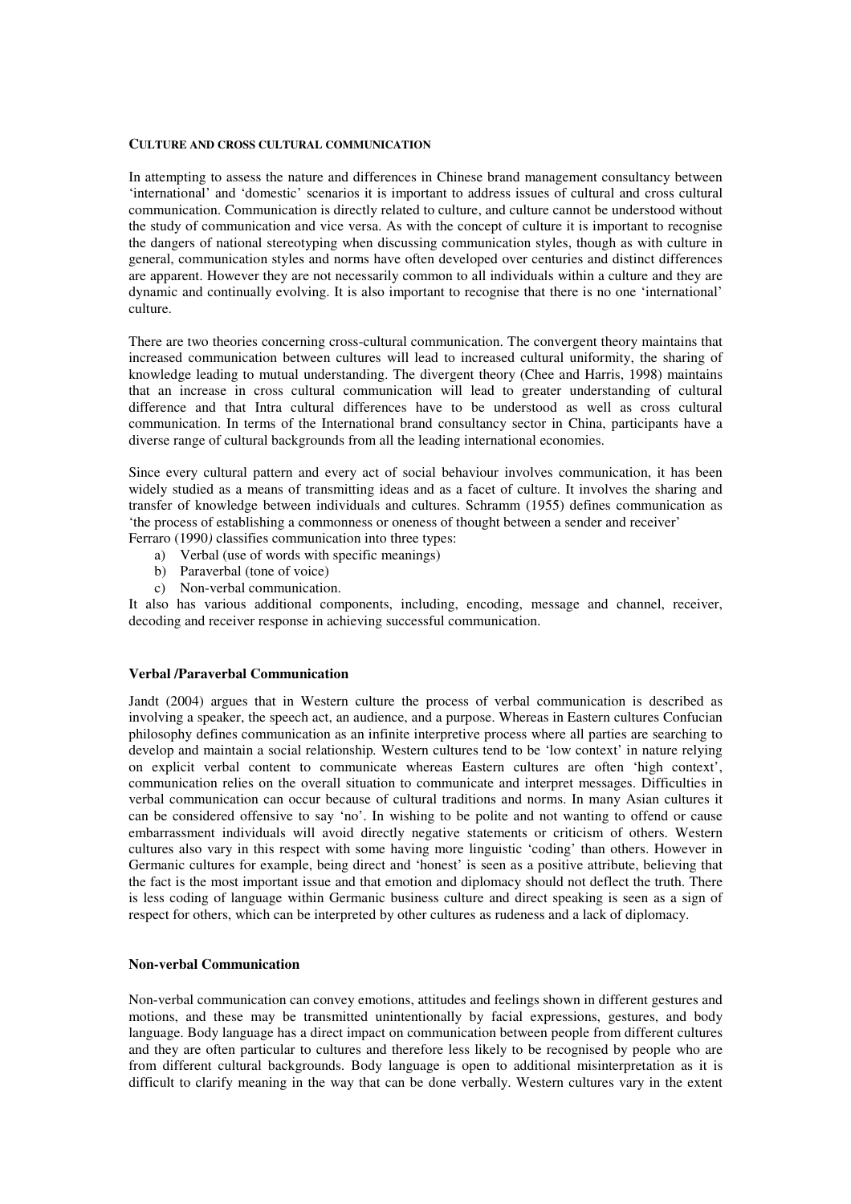**CULTURE AND CROSS CULTURAL COMMUNICATION**

In attempting to assess the nature and differences in Chinese brand management consultancy between 'international' and 'domestic' scenarios it is important to address issues of cultural and cross cultural communication. Communication is directly related to culture, and culture cannot be understood without the study of communication and vice versa. As with the concept of culture it is important to recognise the dangers of national stereotyping when discussing communication styles, though as with culture in general, communication styles and norms have often developed over centuries and distinct differences are apparent. However they are not necessarily common to all individuals within a culture and they are dynamic and continually evolving. It is also important to recognise that there is no one 'international' culture.

There are two theories concerning cross-cultural communication. The convergent theory maintains that increased communication between cultures will lead to increased cultural uniformity, the sharing of knowledge leading to mutual understanding. The divergent theory (Chee and Harris, 1998) maintains that an increase in cross cultural communication will lead to greater understanding of cultural difference and that Intra cultural differences have to be understood as well as cross cultural communication. In terms of the International brand consultancy sector in China, participants have a diverse range of cultural backgrounds from all the leading international economies.

Since every cultural pattern and every act of social behaviour involves communication, it has been widely studied as a means of transmitting ideas and as a facet of culture. It involves the sharing and transfer of knowledge between individuals and cultures. Schramm (1955) defines communication as 'the process of establishing a commonness or oneness of thought between a sender and receiver'
Ferraro (1990*)* classifies communication into three types:

a) Verbal (use of words with specific meanings)
b) Paraverbal (tone of voice)
c) Non-verbal communication.

It also has various additional components, including, encoding, message and channel, receiver, decoding and receiver response in achieving successful communication.

**Verbal /Paraverbal Communication**

Jandt (2004) argues that in Western culture the process of verbal communication is described as involving a speaker, the speech act, an audience, and a purpose. Whereas in Eastern cultures Confucian philosophy defines communication as an infinite interpretive process where all parties are searching to develop and maintain a social relationship. Western cultures tend to be 'low context' in nature relying on explicit verbal content to communicate whereas Eastern cultures are often 'high context', communication relies on the overall situation to communicate and interpret messages. Difficulties in verbal communication can occur because of cultural traditions and norms. In many Asian cultures it can be considered offensive to say 'no'. In wishing to be polite and not wanting to offend or cause embarrassment individuals will avoid directly negative statements or criticism of others. Western cultures also vary in this respect with some having more linguistic 'coding' than others. However in Germanic cultures for example, being direct and 'honest' is seen as a positive attribute, believing that the fact is the most important issue and that emotion and diplomacy should not deflect the truth. There is less coding of language within Germanic business culture and direct speaking is seen as a sign of respect for others, which can be interpreted by other cultures as rudeness and a lack of diplomacy.

**Non-verbal Communication**

Non-verbal communication can convey emotions, attitudes and feelings shown in different gestures and motions, and these may be transmitted unintentionally by facial expressions, gestures, and body language. Body language has a direct impact on communication between people from different cultures and they are often particular to cultures and therefore less likely to be recognised by people who are from different cultural backgrounds. Body language is open to additional misinterpretation as it is difficult to clarify meaning in the way that can be done verbally. Western cultures vary in the extent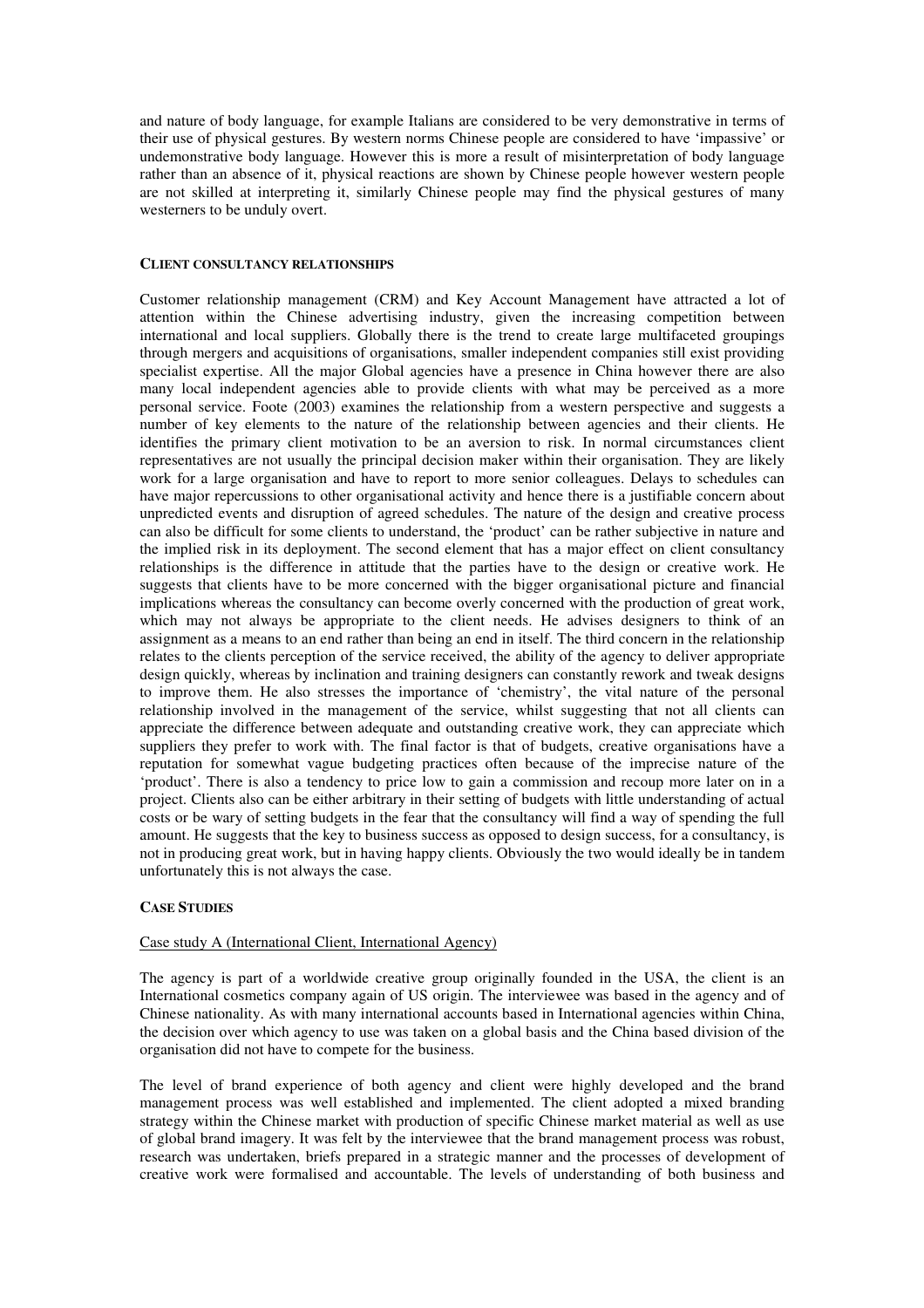and nature of body language, for example Italians are considered to be very demonstrative in terms of their use of physical gestures. By western norms Chinese people are considered to have 'impassive' or undemonstrative body language. However this is more a result of misinterpretation of body language rather than an absence of it, physical reactions are shown by Chinese people however western people are not skilled at interpreting it, similarly Chinese people may find the physical gestures of many westerners to be unduly overt.

## CLIENT CONSULTANCY RELATIONSHIPS

Customer relationship management (CRM) and Key Account Management have attracted a lot of attention within the Chinese advertising industry, given the increasing competition between international and local suppliers. Globally there is the trend to create large multifaceted groupings through mergers and acquisitions of organisations, smaller independent companies still exist providing specialist expertise. All the major Global agencies have a presence in China however there are also many local independent agencies able to provide clients with what may be perceived as a more personal service. Foote (2003) examines the relationship from a western perspective and suggests a number of key elements to the nature of the relationship between agencies and their clients. He identifies the primary client motivation to be an aversion to risk. In normal circumstances client representatives are not usually the principal decision maker within their organisation. They are likely work for a large organisation and have to report to more senior colleagues. Delays to schedules can have major repercussions to other organisational activity and hence there is a justifiable concern about unpredicted events and disruption of agreed schedules. The nature of the design and creative process can also be difficult for some clients to understand, the 'product' can be rather subjective in nature and the implied risk in its deployment. The second element that has a major effect on client consultancy relationships is the difference in attitude that the parties have to the design or creative work. He suggests that clients have to be more concerned with the bigger organisational picture and financial implications whereas the consultancy can become overly concerned with the production of great work, which may not always be appropriate to the client needs. He advises designers to think of an assignment as a means to an end rather than being an end in itself. The third concern in the relationship relates to the clients perception of the service received, the ability of the agency to deliver appropriate design quickly, whereas by inclination and training designers can constantly rework and tweak designs to improve them. He also stresses the importance of 'chemistry', the vital nature of the personal relationship involved in the management of the service, whilst suggesting that not all clients can appreciate the difference between adequate and outstanding creative work, they can appreciate which suppliers they prefer to work with. The final factor is that of budgets, creative organisations have a reputation for somewhat vague budgeting practices often because of the imprecise nature of the 'product'. There is also a tendency to price low to gain a commission and recoup more later on in a project. Clients also can be either arbitrary in their setting of budgets with little understanding of actual costs or be wary of setting budgets in the fear that the consultancy will find a way of spending the full amount. He suggests that the key to business success as opposed to design success, for a consultancy, is not in producing great work, but in having happy clients. Obviously the two would ideally be in tandem unfortunately this is not always the case.

## CASE STUDIES

Case study A (International Client, International Agency)

The agency is part of a worldwide creative group originally founded in the USA, the client is an International cosmetics company again of US origin. The interviewee was based in the agency and of Chinese nationality. As with many international accounts based in International agencies within China, the decision over which agency to use was taken on a global basis and the China based division of the organisation did not have to compete for the business.

The level of brand experience of both agency and client were highly developed and the brand management process was well established and implemented. The client adopted a mixed branding strategy within the Chinese market with production of specific Chinese market material as well as use of global brand imagery. It was felt by the interviewee that the brand management process was robust, research was undertaken, briefs prepared in a strategic manner and the processes of development of creative work were formalised and accountable. The levels of understanding of both business and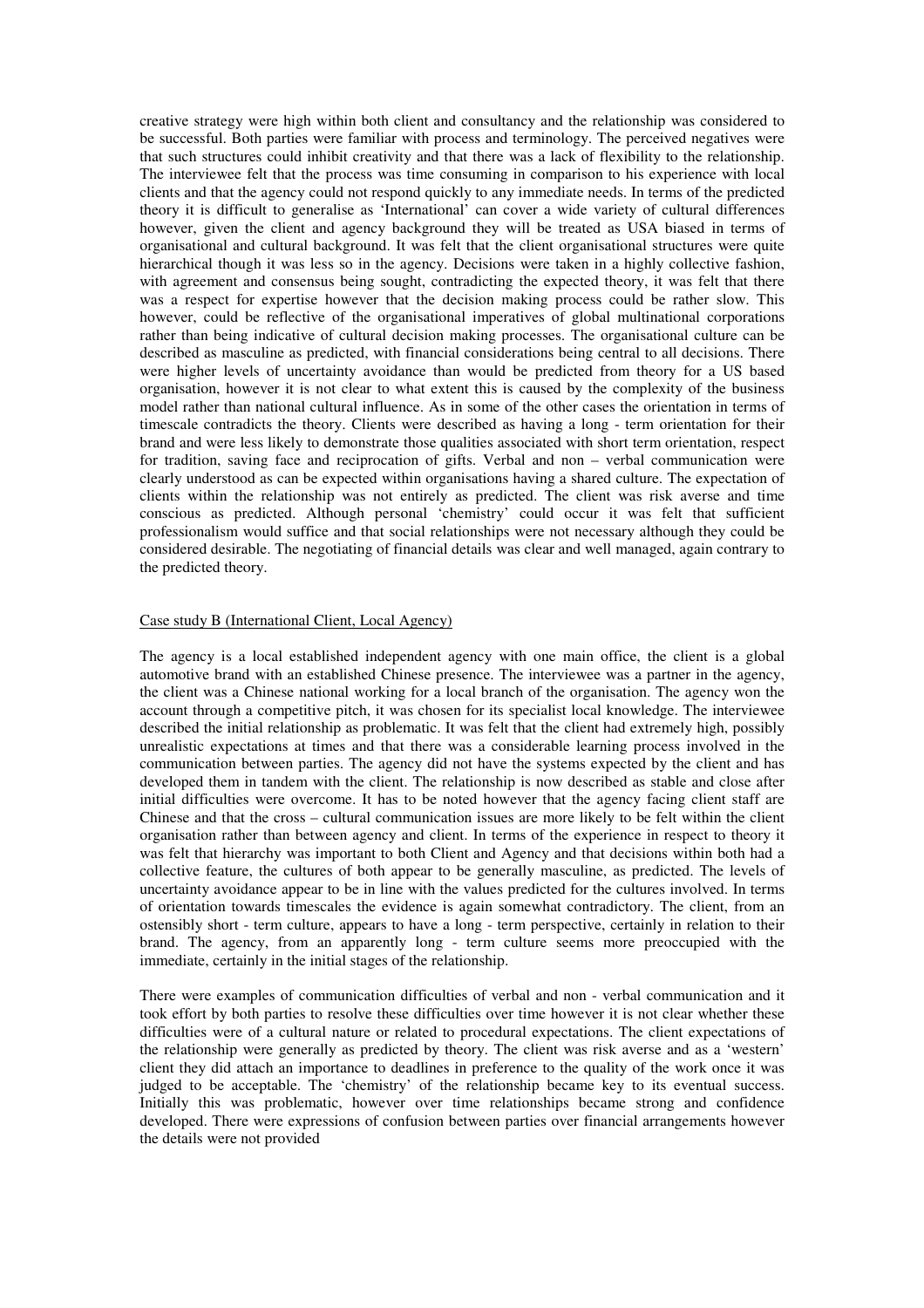creative strategy were high within both client and consultancy and the relationship was considered to be successful. Both parties were familiar with process and terminology. The perceived negatives were that such structures could inhibit creativity and that there was a lack of flexibility to the relationship. The interviewee felt that the process was time consuming in comparison to his experience with local clients and that the agency could not respond quickly to any immediate needs. In terms of the predicted theory it is difficult to generalise as 'International' can cover a wide variety of cultural differences however, given the client and agency background they will be treated as USA biased in terms of organisational and cultural background. It was felt that the client organisational structures were quite hierarchical though it was less so in the agency. Decisions were taken in a highly collective fashion, with agreement and consensus being sought, contradicting the expected theory, it was felt that there was a respect for expertise however that the decision making process could be rather slow. This however, could be reflective of the organisational imperatives of global multinational corporations rather than being indicative of cultural decision making processes. The organisational culture can be described as masculine as predicted, with financial considerations being central to all decisions. There were higher levels of uncertainty avoidance than would be predicted from theory for a US based organisation, however it is not clear to what extent this is caused by the complexity of the business model rather than national cultural influence. As in some of the other cases the orientation in terms of timescale contradicts the theory. Clients were described as having a long - term orientation for their brand and were less likely to demonstrate those qualities associated with short term orientation, respect for tradition, saving face and reciprocation of gifts. Verbal and non – verbal communication were clearly understood as can be expected within organisations having a shared culture. The expectation of clients within the relationship was not entirely as predicted. The client was risk averse and time conscious as predicted. Although personal 'chemistry' could occur it was felt that sufficient professionalism would suffice and that social relationships were not necessary although they could be considered desirable. The negotiating of financial details was clear and well managed, again contrary to the predicted theory.

Case study B (International Client, Local Agency)

The agency is a local established independent agency with one main office, the client is a global automotive brand with an established Chinese presence. The interviewee was a partner in the agency, the client was a Chinese national working for a local branch of the organisation. The agency won the account through a competitive pitch, it was chosen for its specialist local knowledge. The interviewee described the initial relationship as problematic. It was felt that the client had extremely high, possibly unrealistic expectations at times and that there was a considerable learning process involved in the communication between parties. The agency did not have the systems expected by the client and has developed them in tandem with the client. The relationship is now described as stable and close after initial difficulties were overcome. It has to be noted however that the agency facing client staff are Chinese and that the cross – cultural communication issues are more likely to be felt within the client organisation rather than between agency and client. In terms of the experience in respect to theory it was felt that hierarchy was important to both Client and Agency and that decisions within both had a collective feature, the cultures of both appear to be generally masculine, as predicted. The levels of uncertainty avoidance appear to be in line with the values predicted for the cultures involved. In terms of orientation towards timescales the evidence is again somewhat contradictory. The client, from an ostensibly short - term culture, appears to have a long - term perspective, certainly in relation to their brand. The agency, from an apparently long - term culture seems more preoccupied with the immediate, certainly in the initial stages of the relationship.

There were examples of communication difficulties of verbal and non - verbal communication and it took effort by both parties to resolve these difficulties over time however it is not clear whether these difficulties were of a cultural nature or related to procedural expectations. The client expectations of the relationship were generally as predicted by theory. The client was risk averse and as a 'western' client they did attach an importance to deadlines in preference to the quality of the work once it was judged to be acceptable. The 'chemistry' of the relationship became key to its eventual success. Initially this was problematic, however over time relationships became strong and confidence developed. There were expressions of confusion between parties over financial arrangements however the details were not provided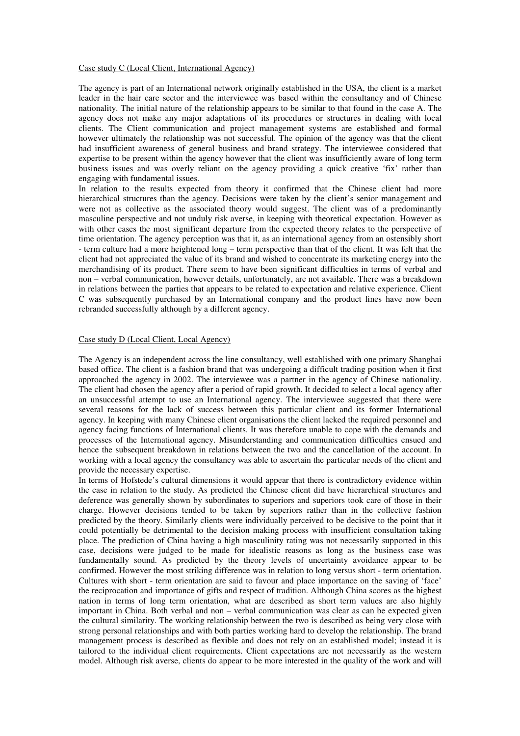Case study C (Local Client, International Agency)

The agency is part of an International network originally established in the USA, the client is a market leader in the hair care sector and the interviewee was based within the consultancy and of Chinese nationality. The initial nature of the relationship appears to be similar to that found in the case A. The agency does not make any major adaptations of its procedures or structures in dealing with local clients. The Client communication and project management systems are established and formal however ultimately the relationship was not successful. The opinion of the agency was that the client had insufficient awareness of general business and brand strategy. The interviewee considered that expertise to be present within the agency however that the client was insufficiently aware of long term business issues and was overly reliant on the agency providing a quick creative 'fix' rather than engaging with fundamental issues.

In relation to the results expected from theory it confirmed that the Chinese client had more hierarchical structures than the agency. Decisions were taken by the client's senior management and were not as collective as the associated theory would suggest. The client was of a predominantly masculine perspective and not unduly risk averse, in keeping with theoretical expectation. However as with other cases the most significant departure from the expected theory relates to the perspective of time orientation. The agency perception was that it, as an international agency from an ostensibly short - term culture had a more heightened long – term perspective than that of the client. It was felt that the client had not appreciated the value of its brand and wished to concentrate its marketing energy into the merchandising of its product. There seem to have been significant difficulties in terms of verbal and non – verbal communication, however details, unfortunately, are not available. There was a breakdown in relations between the parties that appears to be related to expectation and relative experience. Client C was subsequently purchased by an International company and the product lines have now been rebranded successfully although by a different agency.

Case study D (Local Client, Local Agency)

The Agency is an independent across the line consultancy, well established with one primary Shanghai based office. The client is a fashion brand that was undergoing a difficult trading position when it first approached the agency in 2002. The interviewee was a partner in the agency of Chinese nationality. The client had chosen the agency after a period of rapid growth. It decided to select a local agency after an unsuccessful attempt to use an International agency. The interviewee suggested that there were several reasons for the lack of success between this particular client and its former International agency. In keeping with many Chinese client organisations the client lacked the required personnel and agency facing functions of International clients. It was therefore unable to cope with the demands and processes of the International agency. Misunderstanding and communication difficulties ensued and hence the subsequent breakdown in relations between the two and the cancellation of the account. In working with a local agency the consultancy was able to ascertain the particular needs of the client and provide the necessary expertise.

In terms of Hofstede's cultural dimensions it would appear that there is contradictory evidence within the case in relation to the study. As predicted the Chinese client did have hierarchical structures and deference was generally shown by subordinates to superiors and superiors took care of those in their charge. However decisions tended to be taken by superiors rather than in the collective fashion predicted by the theory. Similarly clients were individually perceived to be decisive to the point that it could potentially be detrimental to the decision making process with insufficient consultation taking place. The prediction of China having a high masculinity rating was not necessarily supported in this case, decisions were judged to be made for idealistic reasons as long as the business case was fundamentally sound. As predicted by the theory levels of uncertainty avoidance appear to be confirmed. However the most striking difference was in relation to long versus short - term orientation. Cultures with short - term orientation are said to favour and place importance on the saving of 'face' the reciprocation and importance of gifts and respect of tradition. Although China scores as the highest nation in terms of long term orientation, what are described as short term values are also highly important in China. Both verbal and non – verbal communication was clear as can be expected given the cultural similarity. The working relationship between the two is described as being very close with strong personal relationships and with both parties working hard to develop the relationship. The brand management process is described as flexible and does not rely on an established model; instead it is tailored to the individual client requirements. Client expectations are not necessarily as the western model. Although risk averse, clients do appear to be more interested in the quality of the work and will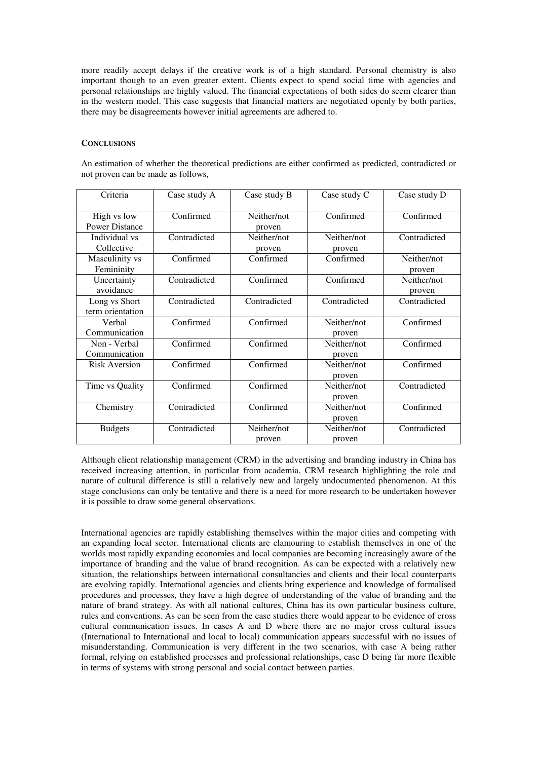more readily accept delays if the creative work is of a high standard. Personal chemistry is also important though to an even greater extent. Clients expect to spend social time with agencies and personal relationships are highly valued. The financial expectations of both sides do seem clearer than in the western model. This case suggests that financial matters are negotiated openly by both parties, there may be disagreements however initial agreements are adhered to.

## CONCLUSIONS

An estimation of whether the theoretical predictions are either confirmed as predicted, contradicted or not proven can be made as follows,

| Criteria | Case study A | Case study B | Case study C | Case study D |
|---|---|---|---|---|
| High vs low Power Distance | Confirmed | Neither/not proven | Confirmed | Confirmed |
| Individual vs Collective | Contradicted | Neither/not proven | Neither/not proven | Contradicted |
| Masculinity vs Femininity | Confirmed | Confirmed | Confirmed | Neither/not proven |
| Uncertainty avoidance | Contradicted | Confirmed | Confirmed | Neither/not proven |
| Long vs Short term orientation | Contradicted | Contradicted | Contradicted | Contradicted |
| Verbal Communication | Confirmed | Confirmed | Neither/not proven | Confirmed |
| Non - Verbal Communication | Confirmed | Confirmed | Neither/not proven | Confirmed |
| Risk Aversion | Confirmed | Confirmed | Neither/not proven | Confirmed |
| Time vs Quality | Confirmed | Confirmed | Neither/not proven | Contradicted |
| Chemistry | Contradicted | Confirmed | Neither/not proven | Confirmed |
| Budgets | Contradicted | Neither/not proven | Neither/not proven | Contradicted |

Although client relationship management (CRM) in the advertising and branding industry in China has received increasing attention, in particular from academia, CRM research highlighting the role and nature of cultural difference is still a relatively new and largely undocumented phenomenon. At this stage conclusions can only be tentative and there is a need for more research to be undertaken however it is possible to draw some general observations.

International agencies are rapidly establishing themselves within the major cities and competing with an expanding local sector. International clients are clamouring to establish themselves in one of the worlds most rapidly expanding economies and local companies are becoming increasingly aware of the importance of branding and the value of brand recognition. As can be expected with a relatively new situation, the relationships between international consultancies and clients and their local counterparts are evolving rapidly. International agencies and clients bring experience and knowledge of formalised procedures and processes, they have a high degree of understanding of the value of branding and the nature of brand strategy. As with all national cultures, China has its own particular business culture, rules and conventions. As can be seen from the case studies there would appear to be evidence of cross cultural communication issues. In cases A and D where there are no major cross cultural issues (International to International and local to local) communication appears successful with no issues of misunderstanding. Communication is very different in the two scenarios, with case A being rather formal, relying on established processes and professional relationships, case D being far more flexible in terms of systems with strong personal and social contact between parties.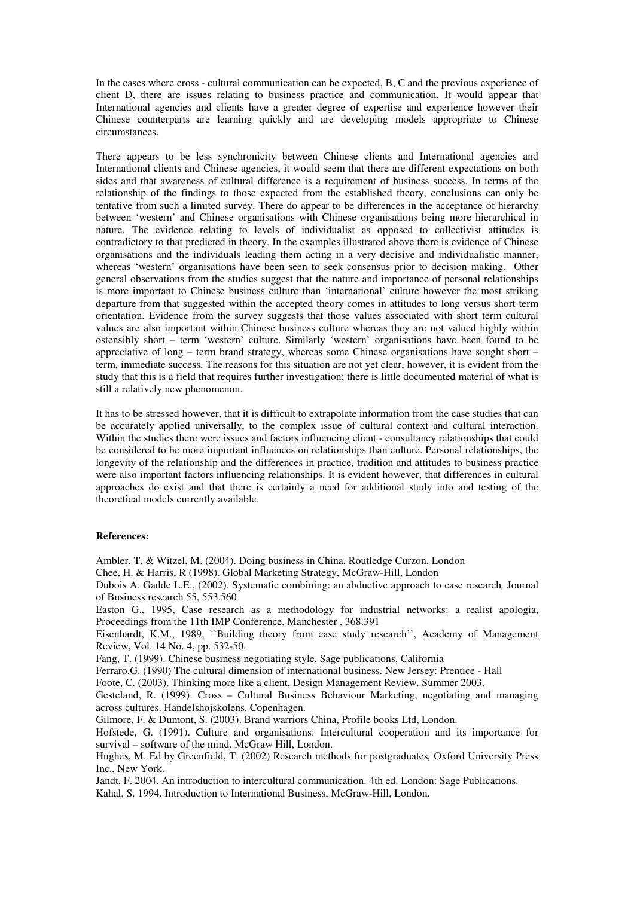In the cases where cross - cultural communication can be expected, B, C and the previous experience of client D, there are issues relating to business practice and communication. It would appear that International agencies and clients have a greater degree of expertise and experience however their Chinese counterparts are learning quickly and are developing models appropriate to Chinese circumstances.

There appears to be less synchronicity between Chinese clients and International agencies and International clients and Chinese agencies, it would seem that there are different expectations on both sides and that awareness of cultural difference is a requirement of business success. In terms of the relationship of the findings to those expected from the established theory, conclusions can only be tentative from such a limited survey. There do appear to be differences in the acceptance of hierarchy between 'western' and Chinese organisations with Chinese organisations being more hierarchical in nature. The evidence relating to levels of individualist as opposed to collectivist attitudes is contradictory to that predicted in theory. In the examples illustrated above there is evidence of Chinese organisations and the individuals leading them acting in a very decisive and individualistic manner, whereas 'western' organisations have been seen to seek consensus prior to decision making. Other general observations from the studies suggest that the nature and importance of personal relationships is more important to Chinese business culture than 'international' culture however the most striking departure from that suggested within the accepted theory comes in attitudes to long versus short term orientation. Evidence from the survey suggests that those values associated with short term cultural values are also important within Chinese business culture whereas they are not valued highly within ostensibly short – term 'western' culture. Similarly 'western' organisations have been found to be appreciative of long – term brand strategy, whereas some Chinese organisations have sought short – term, immediate success. The reasons for this situation are not yet clear, however, it is evident from the study that this is a field that requires further investigation; there is little documented material of what is still a relatively new phenomenon.

It has to be stressed however, that it is difficult to extrapolate information from the case studies that can be accurately applied universally, to the complex issue of cultural context and cultural interaction. Within the studies there were issues and factors influencing client - consultancy relationships that could be considered to be more important influences on relationships than culture. Personal relationships, the longevity of the relationship and the differences in practice, tradition and attitudes to business practice were also important factors influencing relationships. It is evident however, that differences in cultural approaches do exist and that there is certainly a need for additional study into and testing of the theoretical models currently available.

**References:**

Ambler, T. & Witzel, M. (2004). Doing business in China, Routledge Curzon, London

Chee, H. & Harris, R (1998). Global Marketing Strategy, McGraw-Hill, London

Dubois A. Gadde L.E., (2002). Systematic combining: an abductive approach to case research*,* Journal of Business research 55, 553.560

Easton G., 1995, Case research as a methodology for industrial networks: a realist apologia, Proceedings from the 11th IMP Conference, Manchester , 368.391

Eisenhardt, K.M., 1989, ``Building theory from case study research'', Academy of Management Review, Vol. 14 No. 4, pp. 532-50.

Fang, T. (1999). Chinese business negotiating style, Sage publications, California

Ferraro,G. (1990) The cultural dimension of international business. New Jersey: Prentice - Hall

Foote, C. (2003). Thinking more like a client, Design Management Review. Summer 2003.

Gesteland, R. (1999). Cross – Cultural Business Behaviour Marketing, negotiating and managing across cultures. Handelshojskolens. Copenhagen.

Gilmore, F. & Dumont, S. (2003). Brand warriors China, Profile books Ltd, London.

Hofstede, G. (1991). Culture and organisations: Intercultural cooperation and its importance for survival – software of the mind. McGraw Hill, London.

Hughes, M. Ed by Greenfield, T. (2002) Research methods for postgraduates*,* Oxford University Press Inc., New York.

Jandt, F. 2004. An introduction to intercultural communication. 4th ed. London: Sage Publications.

Kahal, S. 1994. Introduction to International Business, McGraw-Hill, London.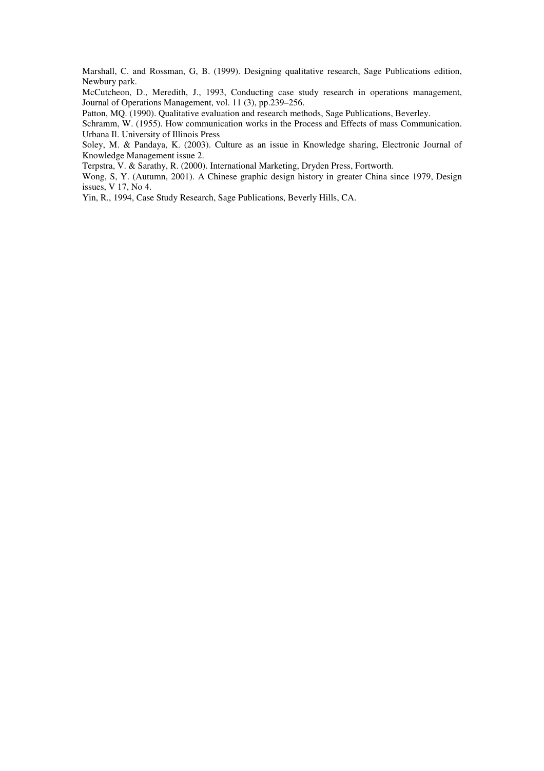Marshall, C. and Rossman, G, B. (1999). Designing qualitative research, Sage Publications edition, Newbury park.

McCutcheon, D., Meredith, J., 1993, Conducting case study research in operations management, Journal of Operations Management, vol. 11 (3), pp.239–256.

Patton, MQ. (1990). Qualitative evaluation and research methods, Sage Publications, Beverley.

Schramm, W. (1955). How communication works in the Process and Effects of mass Communication. Urbana Il. University of Illinois Press

Soley, M. & Pandaya, K. (2003). Culture as an issue in Knowledge sharing, Electronic Journal of Knowledge Management issue 2.

Terpstra, V. & Sarathy, R. (2000). International Marketing, Dryden Press, Fortworth.

Wong, S, Y. (Autumn, 2001). A Chinese graphic design history in greater China since 1979, Design issues, V 17, No 4.

Yin, R., 1994, Case Study Research, Sage Publications, Beverly Hills, CA.